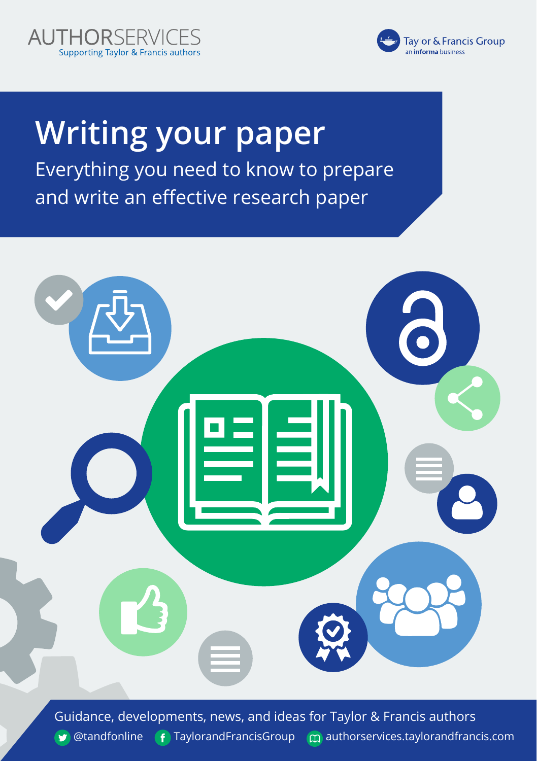AUTHORSERVICES
Supporting Taylor & Francis authors

Taylor & Francis Group
an informa business

# Writing your paper

Everything you need to know to prepare and write an effective research paper

Guidance, developments, news, and ideas for Taylor & Francis authors

@tandfonline TaylorandFrancisGroup authorservices.taylorandfrancis.com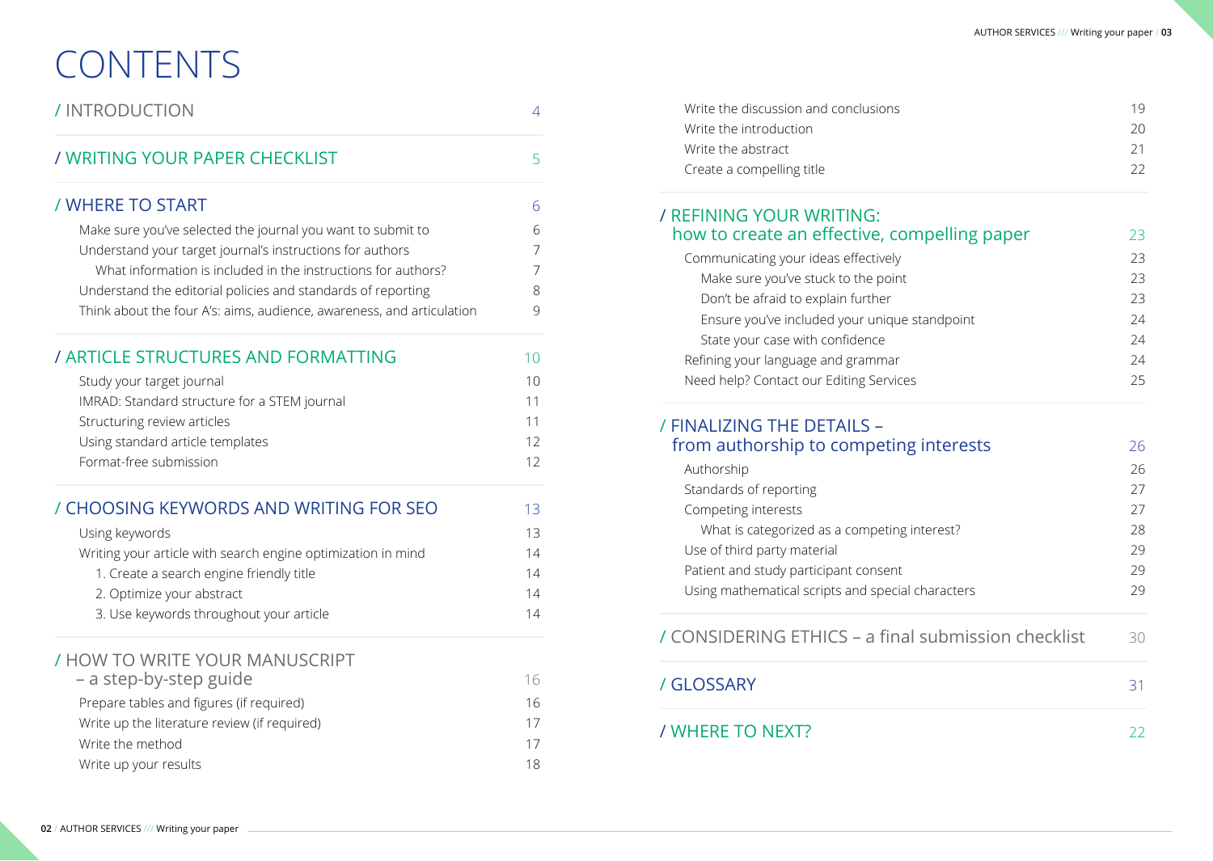# CONTENTS

| | |
|---|---|
| / INTRODUCTION | 4 |
| / WRITING YOUR PAPER CHECKLIST | 5 |
| / WHERE TO START | 6 |
| Make sure you've selected the journal you want to submit to | 6 |
| Understand your target journal's instructions for authors | 7 |
| What information is included in the instructions for authors? | 7 |
| Understand the editorial policies and standards of reporting | 8 |
| Think about the four A's: aims, audience, awareness, and articulation | 9 |
| / ARTICLE STRUCTURES AND FORMATTING | 10 |
| Study your target journal | 10 |
| IMRAD: Standard structure for a STEM journal | 11 |
| Structuring review articles | 11 |
| Using standard article templates | 12 |
| Format-free submission | 12 |
| / CHOOSING KEYWORDS AND WRITING FOR SEO | 13 |
| Using keywords | 13 |
| Writing your article with search engine optimization in mind | 14 |
| 1. Create a search engine friendly title | 14 |
| 2. Optimize your abstract | 14 |
| 3. Use keywords throughout your article | 14 |
| / HOW TO WRITE YOUR MANUSCRIPT – a step-by-step guide | 16 |
| Prepare tables and figures (if required) | 16 |
| Write up the literature review (if required) | 17 |
| Write the method | 17 |
| Write up your results | 18 |
| Write the discussion and conclusions | 19 |
| Write the introduction | 20 |
| Write the abstract | 21 |
| Create a compelling title | 22 |
| / REFINING YOUR WRITING: how to create an effective, compelling paper | 23 |
| Communicating your ideas effectively | 23 |
| Make sure you've stuck to the point | 23 |
| Don't be afraid to explain further | 23 |
| Ensure you've included your unique standpoint | 24 |
| State your case with confidence | 24 |
| Refining your language and grammar | 24 |
| Need help? Contact our Editing Services | 25 |
| / FINALIZING THE DETAILS – from authorship to competing interests | 26 |
| Authorship | 26 |
| Standards of reporting | 27 |
| Competing interests | 27 |
| What is categorized as a competing interest? | 28 |
| Use of third party material | 29 |
| Patient and study participant consent | 29 |
| Using mathematical scripts and special characters | 29 |
| / CONSIDERING ETHICS – a final submission checklist | 30 |
| / GLOSSARY | 31 |
| / WHERE TO NEXT? | 22 |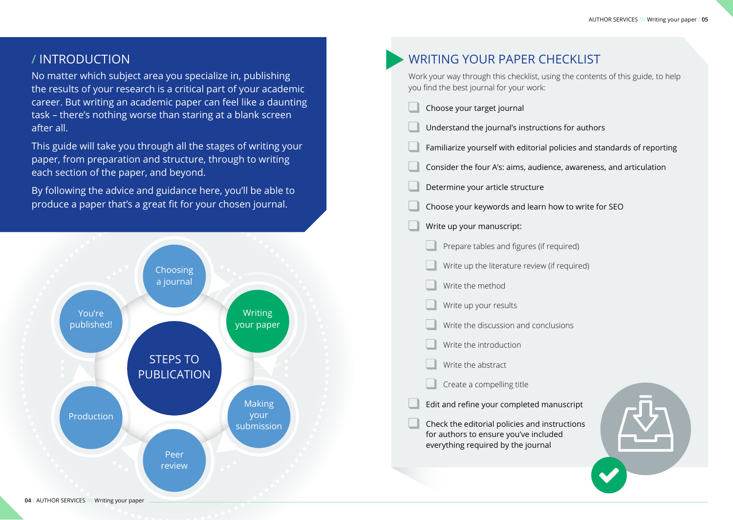## / INTRODUCTION

No matter which subject area you specialize in, publishing the results of your research is a critical part of your academic career. But writing an academic paper can feel like a daunting task – there's nothing worse than staring at a blank screen after all.

This guide will take you through all the stages of writing your paper, from preparation and structure, through to writing each section of the paper, and beyond.

By following the advice and guidance here, you'll be able to produce a paper that's a great fit for your chosen journal.

STEPS TO PUBLICATION

- Choosing a journal
- Writing your paper
- Making your submission
- Peer review
- Production
- You're published!

## WRITING YOUR PAPER CHECKLIST

Work your way through this checklist, using the contents of this guide, to help you find the best journal for your work:

- [ ] Choose your target journal
- [ ] Understand the journal's instructions for authors
- [ ] Familiarize yourself with editorial policies and standards of reporting
- [ ] Consider the four A's: aims, audience, awareness, and articulation
- [ ] Determine your article structure
- [ ] Choose your keywords and learn how to write for SEO
- [ ] Write up your manuscript:
  - [ ] Prepare tables and figures (if required)
  - [ ] Write up the literature review (if required)
  - [ ] Write the method
  - [ ] Write up your results
  - [ ] Write the discussion and conclusions
  - [ ] Write the introduction
  - [ ] Write the abstract
  - [ ] Create a compelling title
- [ ] Edit and refine your completed manuscript
- [ ] Check the editorial policies and instructions for authors to ensure you've included everything required by the journal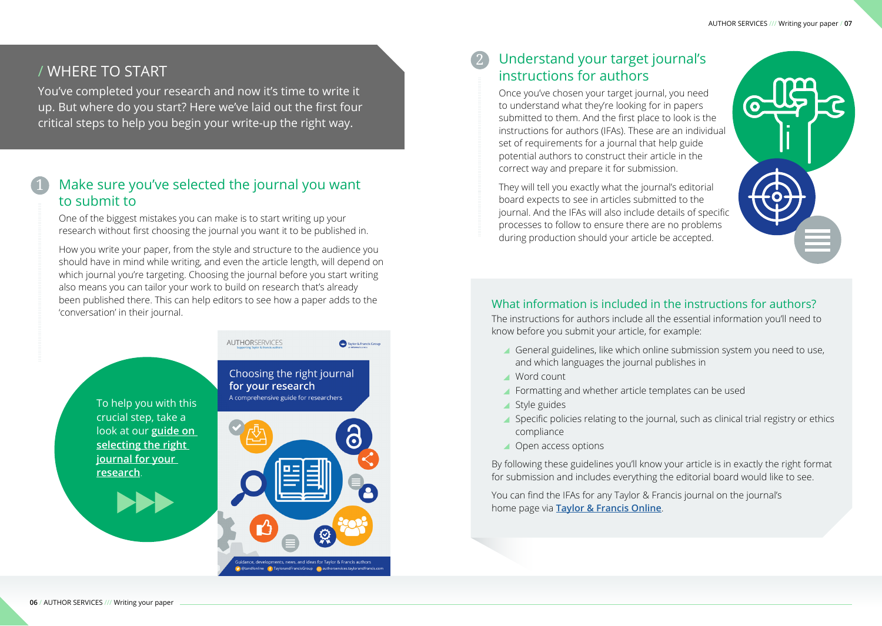## / WHERE TO START

You've completed your research and now it's time to write it up. But where do you start? Here we've laid out the first four critical steps to help you begin your write-up the right way.

### 1 Make sure you've selected the journal you want to submit to

One of the biggest mistakes you can make is to start writing up your research without first choosing the journal you want it to be published in.

How you write your paper, from the style and structure to the audience you should have in mind while writing, and even the article length, will depend on which journal you're targeting. Choosing the journal before you start writing also means you can tailor your work to build on research that's already been published there. This can help editors to see how a paper adds to the 'conversation' in their journal.

To help you with this crucial step, take a look at our **guide on selecting the right journal for your research**.

AUTHORSERVICES
Supporting Taylor & Francis authors

Choosing the right journal for your research

A comprehensive guide for researchers

Guidance, developments, news, and ideas for Taylor & Francis authors
@tandfonline TaylorandFrancisGroup authorservices.taylorandfrancis.com

### 2 Understand your target journal's instructions for authors

Once you've chosen your target journal, you need to understand what they're looking for in papers submitted to them. And the first place to look is the instructions for authors (IFAs). These are an individual set of requirements for a journal that help guide potential authors to construct their article in the correct way and prepare it for submission.

They will tell you exactly what the journal's editorial board expects to see in articles submitted to the journal. And the IFAs will also include details of specific processes to follow to ensure there are no problems during production should your article be accepted.

#### What information is included in the instructions for authors?

The instructions for authors include all the essential information you'll need to know before you submit your article, for example:

- General guidelines, like which online submission system you need to use, and which languages the journal publishes in
- Word count
- Formatting and whether article templates can be used
- Style guides
- Specific policies relating to the journal, such as clinical trial registry or ethics compliance
- Open access options

By following these guidelines you'll know your article is in exactly the right format for submission and includes everything the editorial board would like to see.

You can find the IFAs for any Taylor & Francis journal on the journal's home page via **Taylor & Francis Online**.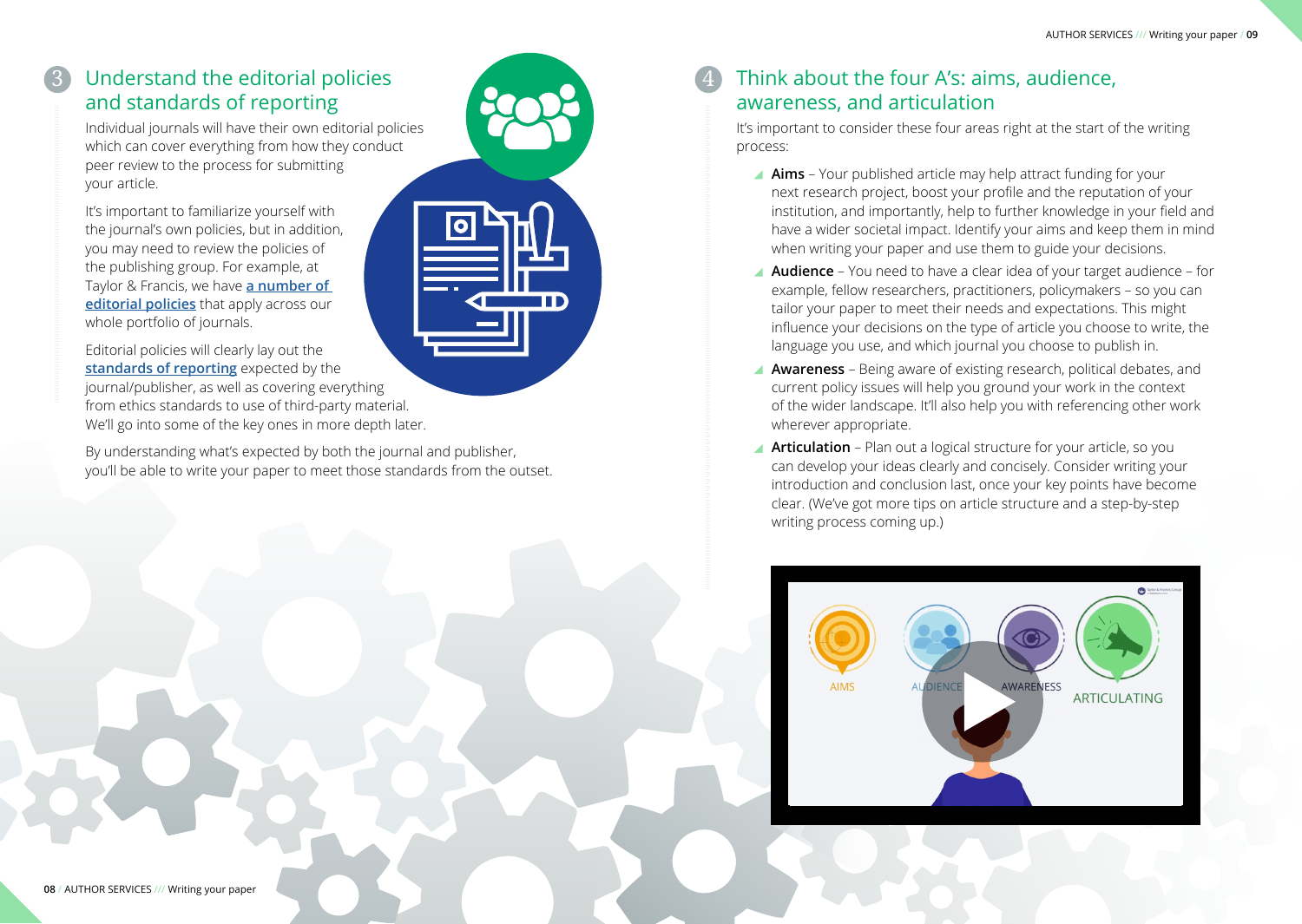## 3 Understand the editorial policies and standards of reporting

Individual journals will have their own editorial policies which can cover everything from how they conduct peer review to the process for submitting your article.

It's important to familiarize yourself with the journal's own policies, but in addition, you may need to review the policies of the publishing group. For example, at Taylor & Francis, we have **a number of editorial policies** that apply across our whole portfolio of journals.

Editorial policies will clearly lay out the **standards of reporting** expected by the journal/publisher, as well as covering everything from ethics standards to use of third-party material. We'll go into some of the key ones in more depth later.

By understanding what's expected by both the journal and publisher, you'll be able to write your paper to meet those standards from the outset.

## 4 Think about the four A's: aims, audience, awareness, and articulation

It's important to consider these four areas right at the start of the writing process:

- **Aims** – Your published article may help attract funding for your next research project, boost your profile and the reputation of your institution, and importantly, help to further knowledge in your field and have a wider societal impact. Identify your aims and keep them in mind when writing your paper and use them to guide your decisions.
- **Audience** – You need to have a clear idea of your target audience – for example, fellow researchers, practitioners, policymakers – so you can tailor your paper to meet their needs and expectations. This might influence your decisions on the type of article you choose to write, the language you use, and which journal you choose to publish in.
- **Awareness** – Being aware of existing research, political debates, and current policy issues will help you ground your work in the context of the wider landscape. It'll also help you with referencing other work wherever appropriate.
- **Articulation** – Plan out a logical structure for your article, so you can develop your ideas clearly and concisely. Consider writing your introduction and conclusion last, once your key points have become clear. (We've got more tips on article structure and a step-by-step writing process coming up.)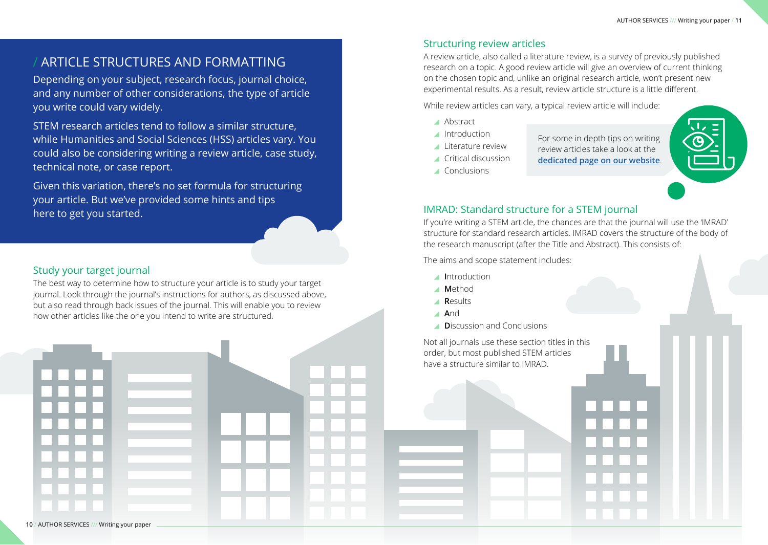## / ARTICLE STRUCTURES AND FORMATTING

Depending on your subject, research focus, journal choice, and any number of other considerations, the type of article you write could vary widely.

STEM research articles tend to follow a similar structure, while Humanities and Social Sciences (HSS) articles vary. You could also be considering writing a review article, case study, technical note, or case report.

Given this variation, there's no set formula for structuring your article. But we've provided some hints and tips here to get you started.

### Study your target journal

The best way to determine how to structure your article is to study your target journal. Look through the journal's instructions for authors, as discussed above, but also read through back issues of the journal. This will enable you to review how other articles like the one you intend to write are structured.

### Structuring review articles

A review article, also called a literature review, is a survey of previously published research on a topic. A good review article will give an overview of current thinking on the chosen topic and, unlike an original research article, won't present new experimental results. As a result, review article structure is a little different.

While review articles can vary, a typical review article will include:

- Abstract
- Introduction
- Literature review
- Critical discussion
- Conclusions

For some in depth tips on writing review articles take a look at the **dedicated page on our website**.

### IMRAD: Standard structure for a STEM journal

If you're writing a STEM article, the chances are that the journal will use the 'IMRAD' structure for standard research articles. IMRAD covers the structure of the body of the research manuscript (after the Title and Abstract). This consists of:

The aims and scope statement includes:

- **I**ntroduction
- **M**ethod
- **R**esults
- **A**nd
- **D**iscussion and Conclusions

Not all journals use these section titles in this order, but most published STEM articles have a structure similar to IMRAD.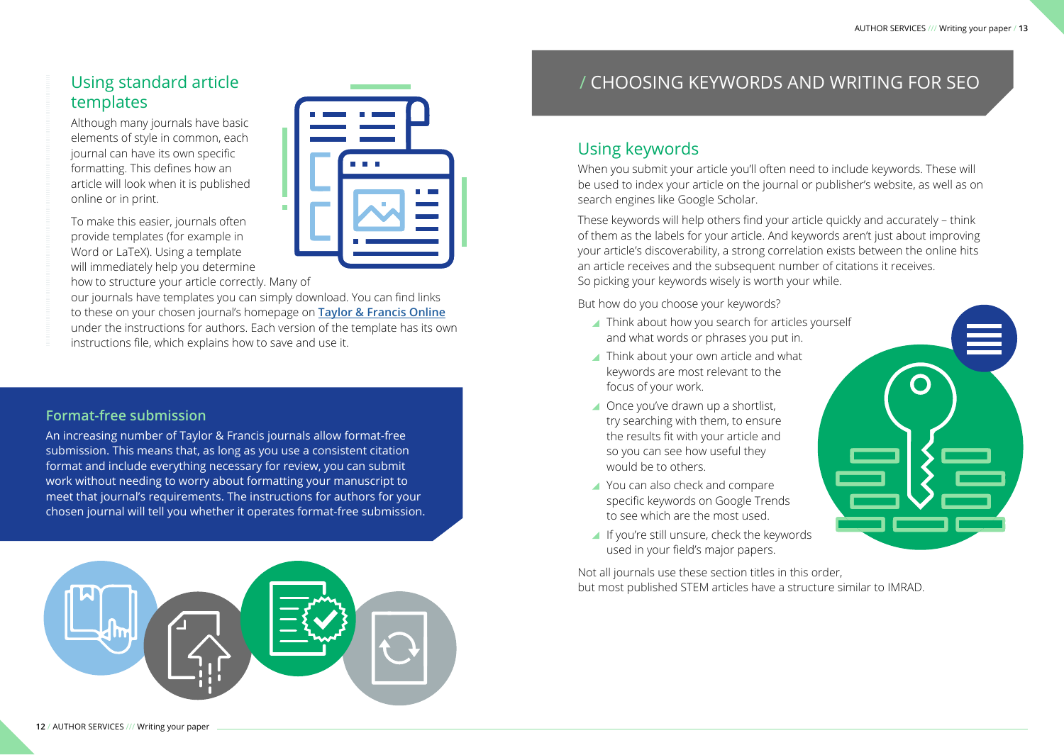## Using standard article templates

Although many journals have basic elements of style in common, each journal can have its own specific formatting. This defines how an article will look when it is published online or in print.

To make this easier, journals often provide templates (for example in Word or LaTeX). Using a template will immediately help you determine how to structure your article correctly. Many of our journals have templates you can simply download. You can find links to these on your chosen journal's homepage on **Taylor & Francis Online** under the instructions for authors. Each version of the template has its own instructions file, which explains how to save and use it.

### Format-free submission

An increasing number of Taylor & Francis journals allow format-free submission. This means that, as long as you use a consistent citation format and include everything necessary for review, you can submit work without needing to worry about formatting your manuscript to meet that journal's requirements. The instructions for authors for your chosen journal will tell you whether it operates format-free submission.

# / CHOOSING KEYWORDS AND WRITING FOR SEO

## Using keywords

When you submit your article you'll often need to include keywords. These will be used to index your article on the journal or publisher's website, as well as on search engines like Google Scholar.

These keywords will help others find your article quickly and accurately – think of them as the labels for your article. And keywords aren't just about improving your article's discoverability, a strong correlation exists between the online hits an article receives and the subsequent number of citations it receives. So picking your keywords wisely is worth your while.

But how do you choose your keywords?

- Think about how you search for articles yourself and what words or phrases you put in.
- Think about your own article and what keywords are most relevant to the focus of your work.
- Once you've drawn up a shortlist, try searching with them, to ensure the results fit with your article and so you can see how useful they would be to others.
- You can also check and compare specific keywords on Google Trends to see which are the most used.
- If you're still unsure, check the keywords used in your field's major papers.

Not all journals use these section titles in this order, but most published STEM articles have a structure similar to IMRAD.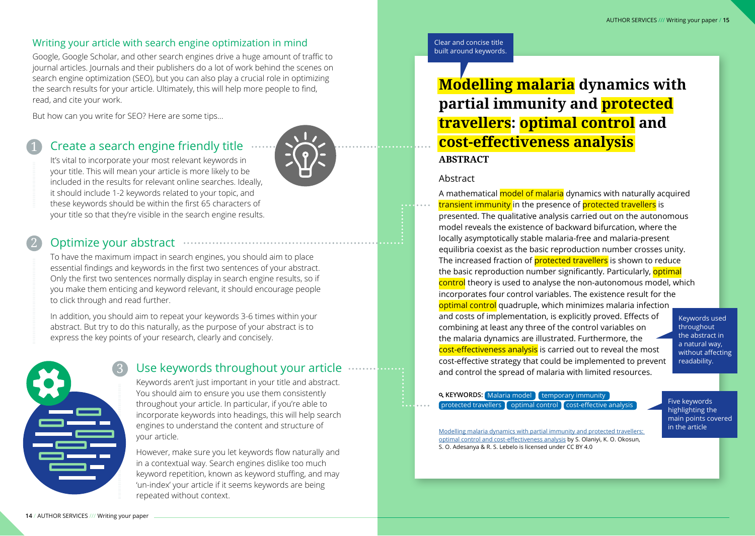## Writing your article with search engine optimization in mind

Google, Google Scholar, and other search engines drive a huge amount of traffic to journal articles. Journals and their publishers do a lot of work behind the scenes on search engine optimization (SEO), but you can also play a crucial role in optimizing the search results for your article. Ultimately, this will help more people to find, read, and cite your work.

But how can you write for SEO? Here are some tips...

### 1 Create a search engine friendly title

It's vital to incorporate your most relevant keywords in your title. This will mean your article is more likely to be included in the results for relevant online searches. Ideally, it should include 1-2 keywords related to your topic, and these keywords should be within the first 65 characters of your title so that they're visible in the search engine results.

### 2 Optimize your abstract

To have the maximum impact in search engines, you should aim to place essential findings and keywords in the first two sentences of your abstract. Only the first two sentences normally display in search engine results, so if you make them enticing and keyword relevant, it should encourage people to click through and read further.

In addition, you should aim to repeat your keywords 3-6 times within your abstract. But try to do this naturally, as the purpose of your abstract is to express the key points of your research, clearly and concisely.

### 3 Use keywords throughout your article

Keywords aren't just important in your title and abstract. You should aim to ensure you use them consistently throughout your article. In particular, if you're able to incorporate keywords into headings, this will help search engines to understand the content and structure of your article.

However, make sure you let keywords flow naturally and in a contextual way. Search engines dislike too much keyword repetition, known as keyword stuffing, and may 'un-index' your article if it seems keywords are being repeated without context.

---

Clear and concise title built around keywords.

**Modelling malaria dynamics with partial immunity and protected travellers: optimal control and cost-effectiveness analysis**

**ABSTRACT**

Abstract

A mathematical model of malaria dynamics with naturally acquired transient immunity in the presence of protected travellers is presented. The qualitative analysis carried out on the autonomous model reveals the existence of backward bifurcation, where the locally asymptotically stable malaria-free and malaria-present equilibria coexist as the basic reproduction number crosses unity. The increased fraction of protected travellers is shown to reduce the basic reproduction number significantly. Particularly, optimal control theory is used to analyse the non-autonomous model, which incorporates four control variables. The existence result for the optimal control quadruple, which minimizes malaria infection and costs of implementation, is explicitly proved. Effects of combining at least any three of the control variables on the malaria dynamics are illustrated. Furthermore, the cost-effectiveness analysis is carried out to reveal the most cost-effective strategy that could be implemented to prevent and control the spread of malaria with limited resources.

Keywords used throughout the abstract in a natural way, without affecting readability.

**KEYWORDS:** Malaria model; temporary immunity; protected travellers; optimal control; cost-effective analysis

Five keywords highlighting the main points covered in the article

Modelling malaria dynamics with partial immunity and protected travellers: optimal control and cost-effectiveness analysis by S. Olaniyi, K. O. Okosun, S. O. Adesanya & R. S. Lebelo is licensed under CC BY 4.0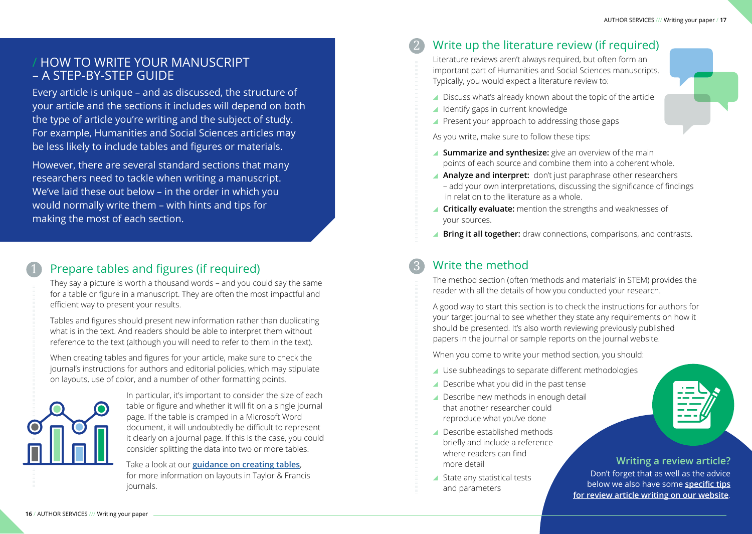# / HOW TO WRITE YOUR MANUSCRIPT – A STEP-BY-STEP GUIDE

Every article is unique – and as discussed, the structure of your article and the sections it includes will depend on both the type of article you're writing and the subject of study. For example, Humanities and Social Sciences articles may be less likely to include tables and figures or materials.

However, there are several standard sections that many researchers need to tackle when writing a manuscript. We've laid these out below – in the order in which you would normally write them – with hints and tips for making the most of each section.

## 1 Prepare tables and figures (if required)

They say a picture is worth a thousand words – and you could say the same for a table or figure in a manuscript. They are often the most impactful and efficient way to present your results.

Tables and figures should present new information rather than duplicating what is in the text. And readers should be able to interpret them without reference to the text (although you will need to refer to them in the text).

When creating tables and figures for your article, make sure to check the journal's instructions for authors and editorial policies, which may stipulate on layouts, use of color, and a number of other formatting points.

In particular, it's important to consider the size of each table or figure and whether it will fit on a single journal page. If the table is cramped in a Microsoft Word document, it will undoubtedly be difficult to represent it clearly on a journal page. If this is the case, you could consider splitting the data into two or more tables.

Take a look at our **guidance on creating tables**, for more information on layouts in Taylor & Francis journals.

## 2 Write up the literature review (if required)

Literature reviews aren't always required, but often form an important part of Humanities and Social Sciences manuscripts. Typically, you would expect a literature review to:

- Discuss what's already known about the topic of the article
- Identify gaps in current knowledge
- Present your approach to addressing those gaps

As you write, make sure to follow these tips:

- **Summarize and synthesize:** give an overview of the main points of each source and combine them into a coherent whole.
- **Analyze and interpret:** don't just paraphrase other researchers – add your own interpretations, discussing the significance of findings in relation to the literature as a whole.
- **Critically evaluate:** mention the strengths and weaknesses of your sources.
- **Bring it all together:** draw connections, comparisons, and contrasts.

## 3 Write the method

The method section (often 'methods and materials' in STEM) provides the reader with all the details of how you conducted your research.

A good way to start this section is to check the instructions for authors for your target journal to see whether they state any requirements on how it should be presented. It's also worth reviewing previously published papers in the journal or sample reports on the journal website.

When you come to write your method section, you should:

- Use subheadings to separate different methodologies
- Describe what you did in the past tense
- Describe new methods in enough detail that another researcher could reproduce what you've done
- Describe established methods briefly and include a reference where readers can find more detail
- State any statistical tests and parameters

**Writing a review article?**

Don't forget that as well as the advice below we also have some **specific tips for review article writing on our website**.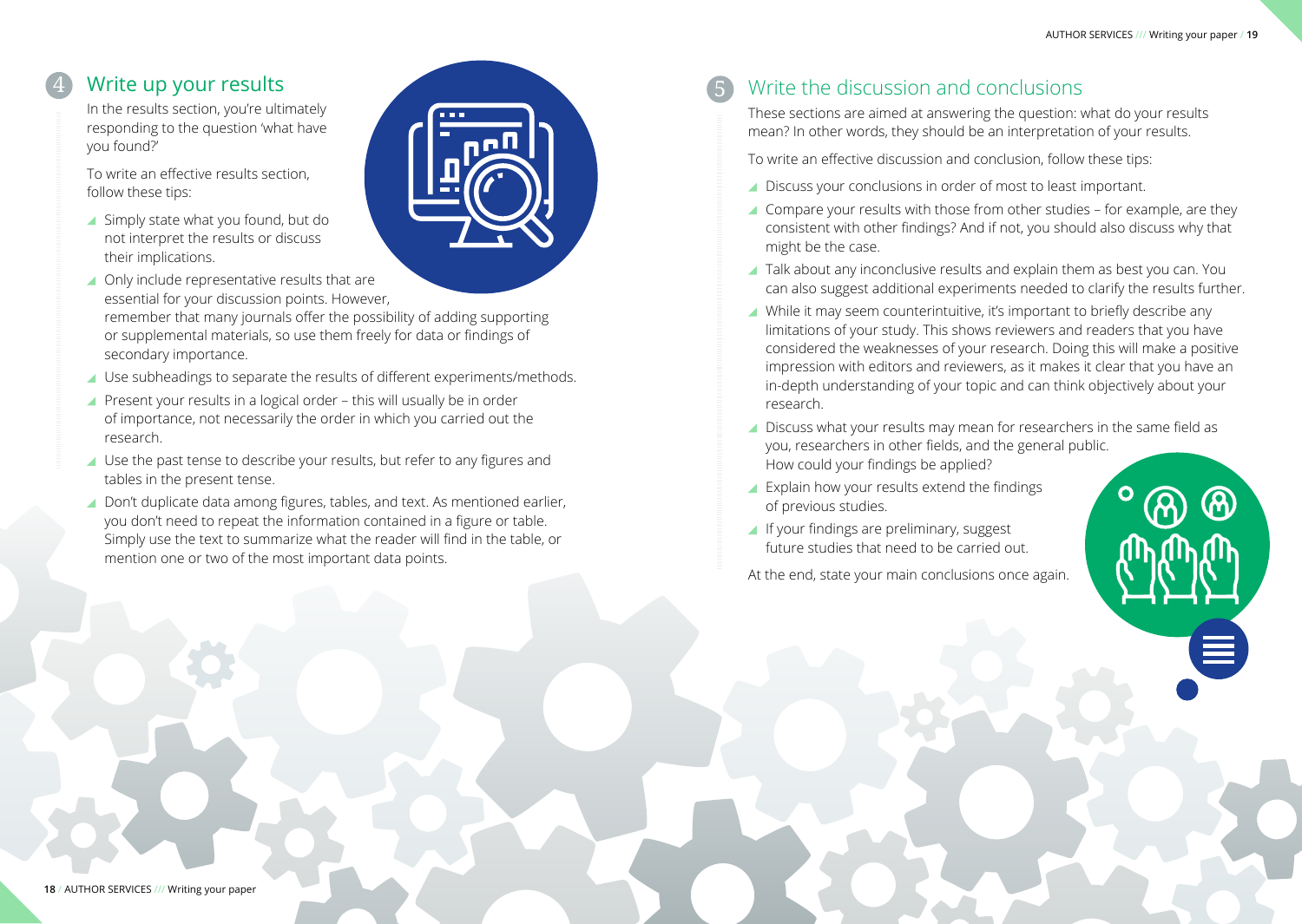## 4 Write up your results

In the results section, you're ultimately responding to the question 'what have you found?'

To write an effective results section, follow these tips:

- Simply state what you found, but do not interpret the results or discuss their implications.
- Only include representative results that are essential for your discussion points. However, remember that many journals offer the possibility of adding supporting or supplemental materials, so use them freely for data or findings of secondary importance.
- Use subheadings to separate the results of different experiments/methods.
- Present your results in a logical order – this will usually be in order of importance, not necessarily the order in which you carried out the research.
- Use the past tense to describe your results, but refer to any figures and tables in the present tense.
- Don't duplicate data among figures, tables, and text. As mentioned earlier, you don't need to repeat the information contained in a figure or table. Simply use the text to summarize what the reader will find in the table, or mention one or two of the most important data points.

## 5 Write the discussion and conclusions

These sections are aimed at answering the question: what do your results mean? In other words, they should be an interpretation of your results.

To write an effective discussion and conclusion, follow these tips:

- Discuss your conclusions in order of most to least important.
- Compare your results with those from other studies – for example, are they consistent with other findings? And if not, you should also discuss why that might be the case.
- Talk about any inconclusive results and explain them as best you can. You can also suggest additional experiments needed to clarify the results further.
- While it may seem counterintuitive, it's important to briefly describe any limitations of your study. This shows reviewers and readers that you have considered the weaknesses of your research. Doing this will make a positive impression with editors and reviewers, as it makes it clear that you have an in-depth understanding of your topic and can think objectively about your research.
- Discuss what your results may mean for researchers in the same field as you, researchers in other fields, and the general public. How could your findings be applied?
- Explain how your results extend the findings of previous studies.
- If your findings are preliminary, suggest future studies that need to be carried out.

At the end, state your main conclusions once again.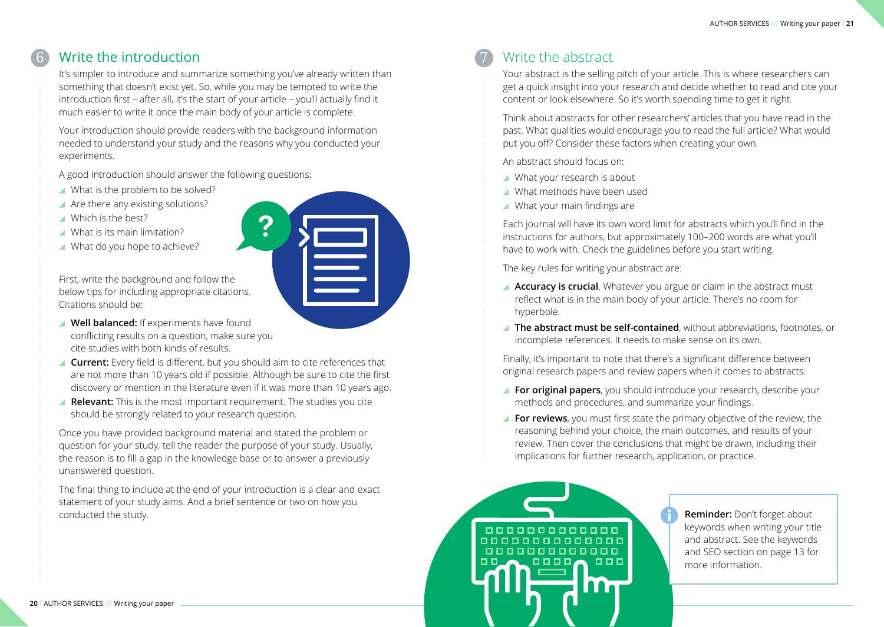## 6 Write the introduction

It's simpler to introduce and summarize something you've already written than something that doesn't exist yet. So, while you may be tempted to write the introduction first – after all, it's the start of your article – you'll actually find it much easier to write it once the main body of your article is complete.

Your introduction should provide readers with the background information needed to understand your study and the reasons why you conducted your experiments.

A good introduction should answer the following questions:

- What is the problem to be solved?
- Are there any existing solutions?
- Which is the best?
- What is its main limitation?
- What do you hope to achieve?

First, write the background and follow the below tips for including appropriate citations. Citations should be:

- **Well balanced:** If experiments have found conflicting results on a question, make sure you cite studies with both kinds of results.
- **Current:** Every field is different, but you should aim to cite references that are not more than 10 years old if possible. Although be sure to cite the first discovery or mention in the literature even if it was more than 10 years ago.
- **Relevant:** This is the most important requirement. The studies you cite should be strongly related to your research question.

Once you have provided background material and stated the problem or question for your study, tell the reader the purpose of your study. Usually, the reason is to fill a gap in the knowledge base or to answer a previously unanswered question.

The final thing to include at the end of your introduction is a clear and exact statement of your study aims. And a brief sentence or two on how you conducted the study.

## 7 Write the abstract

Your abstract is the selling pitch of your article. This is where researchers can get a quick insight into your research and decide whether to read and cite your content or look elsewhere. So it's worth spending time to get it right.

Think about abstracts for other researchers' articles that you have read in the past. What qualities would encourage you to read the full article? What would put you off? Consider these factors when creating your own.

An abstract should focus on:

- What your research is about
- What methods have been used
- What your main findings are

Each journal will have its own word limit for abstracts which you'll find in the instructions for authors, but approximately 100–200 words are what you'll have to work with. Check the guidelines before you start writing.

The key rules for writing your abstract are:

- **Accuracy is crucial**. Whatever you argue or claim in the abstract must reflect what is in the main body of your article. There's no room for hyperbole.
- **The abstract must be self-contained**, without abbreviations, footnotes, or incomplete references. It needs to make sense on its own.

Finally, it's important to note that there's a significant difference between original research papers and review papers when it comes to abstracts:

- **For original papers**, you should introduce your research, describe your methods and procedures, and summarize your findings.
- **For reviews**, you must first state the primary objective of the review, the reasoning behind your choice, the main outcomes, and results of your review. Then cover the conclusions that might be drawn, including their implications for further research, application, or practice.

**Reminder:** Don't forget about keywords when writing your title and abstract. See the keywords and SEO section on page 13 for more information.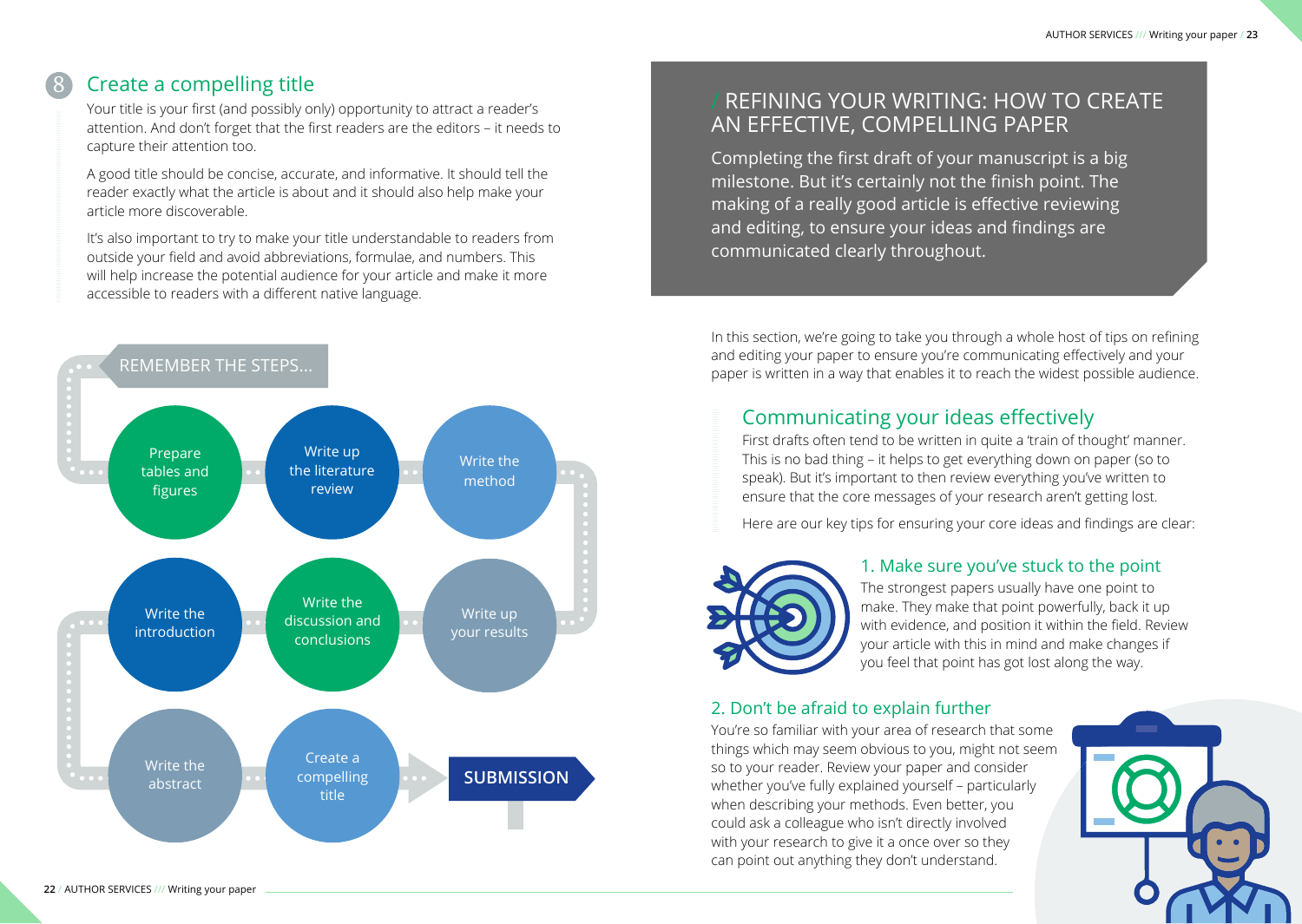## 8 Create a compelling title

Your title is your first (and possibly only) opportunity to attract a reader's attention. And don't forget that the first readers are the editors – it needs to capture their attention too.

A good title should be concise, accurate, and informative. It should tell the reader exactly what the article is about and it should also help make your article more discoverable.

It's also important to try to make your title understandable to readers from outside your field and avoid abbreviations, formulae, and numbers. This will help increase the potential audience for your article and make it more accessible to readers with a different native language.

### REMEMBER THE STEPS...

1. Prepare tables and figures
2. Write up the literature review
3. Write the method
4. Write up your results
5. Write the discussion and conclusions
6. Write the introduction
7. Write the abstract
8. Create a compelling title

**SUBMISSION**

# / REFINING YOUR WRITING: HOW TO CREATE AN EFFECTIVE, COMPELLING PAPER

Completing the first draft of your manuscript is a big milestone. But it's certainly not the finish point. The making of a really good article is effective reviewing and editing, to ensure your ideas and findings are communicated clearly throughout.

In this section, we're going to take you through a whole host of tips on refining and editing your paper to ensure you're communicating effectively and your paper is written in a way that enables it to reach the widest possible audience.

## Communicating your ideas effectively

First drafts often tend to be written in quite a 'train of thought' manner. This is no bad thing – it helps to get everything down on paper (so to speak). But it's important to then review everything you've written to ensure that the core messages of your research aren't getting lost.

Here are our key tips for ensuring your core ideas and findings are clear:

### 1. Make sure you've stuck to the point

The strongest papers usually have one point to make. They make that point powerfully, back it up with evidence, and position it within the field. Review your article with this in mind and make changes if you feel that point has got lost along the way.

### 2. Don't be afraid to explain further

You're so familiar with your area of research that some things which may seem obvious to you, might not seem so to your reader. Review your paper and consider whether you've fully explained yourself – particularly when describing your methods. Even better, you could ask a colleague who isn't directly involved with your research to give it a once over so they can point out anything they don't understand.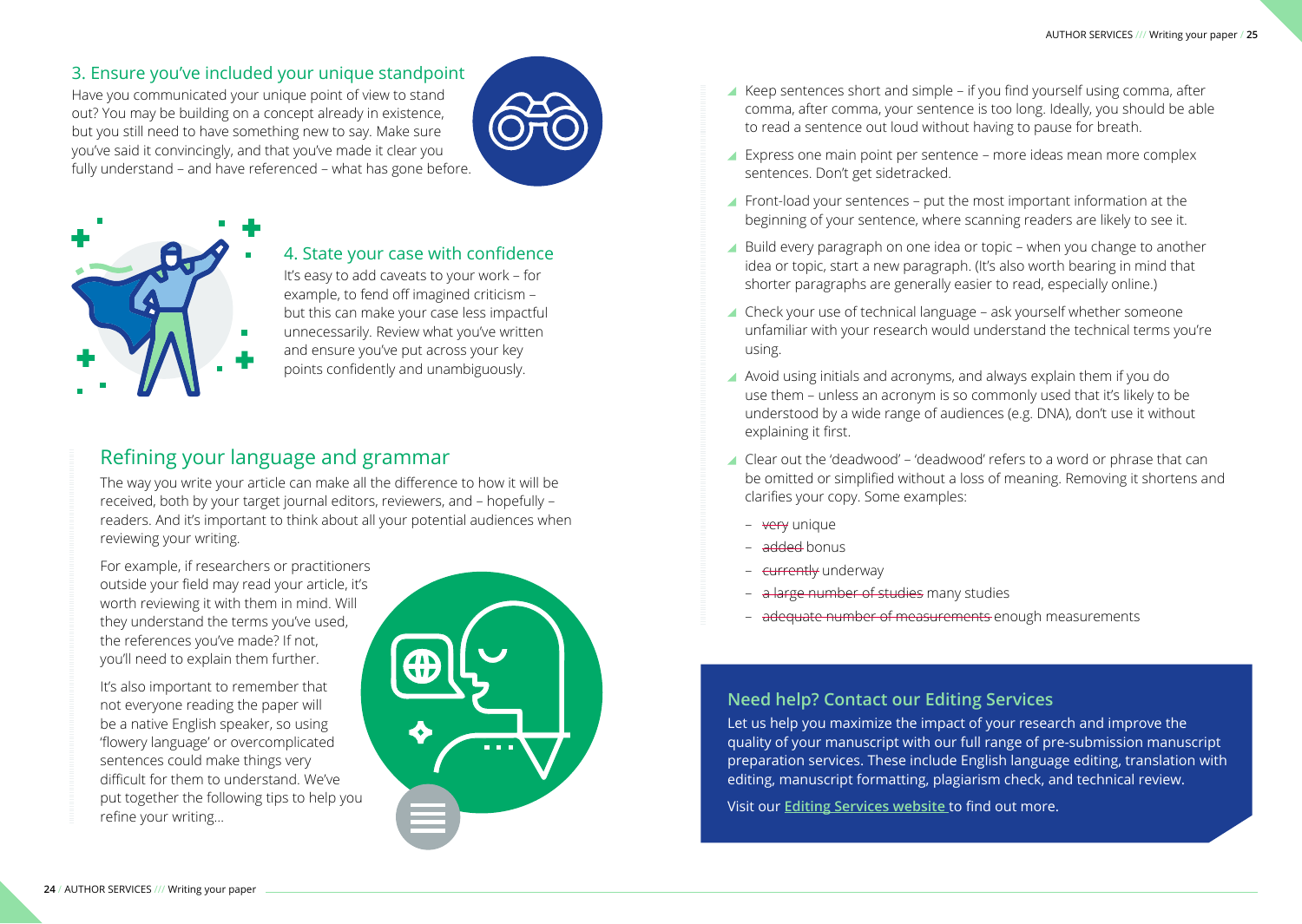### 3. Ensure you've included your unique standpoint

Have you communicated your unique point of view to stand out? You may be building on a concept already in existence, but you still need to have something new to say. Make sure you've said it convincingly, and that you've made it clear you fully understand – and have referenced – what has gone before.

### 4. State your case with confidence

It's easy to add caveats to your work – for example, to fend off imagined criticism – but this can make your case less impactful unnecessarily. Review what you've written and ensure you've put across your key points confidently and unambiguously.

## Refining your language and grammar

The way you write your article can make all the difference to how it will be received, both by your target journal editors, reviewers, and – hopefully – readers. And it's important to think about all your potential audiences when reviewing your writing.

For example, if researchers or practitioners outside your field may read your article, it's worth reviewing it with them in mind. Will they understand the terms you've used, the references you've made? If not, you'll need to explain them further.

It's also important to remember that not everyone reading the paper will be a native English speaker, so using 'flowery language' or overcomplicated sentences could make things very difficult for them to understand. We've put together the following tips to help you refine your writing...

- Keep sentences short and simple – if you find yourself using comma, after comma, after comma, your sentence is too long. Ideally, you should be able to read a sentence out loud without having to pause for breath.
- Express one main point per sentence – more ideas mean more complex sentences. Don't get sidetracked.
- Front-load your sentences – put the most important information at the beginning of your sentence, where scanning readers are likely to see it.
- Build every paragraph on one idea or topic – when you change to another idea or topic, start a new paragraph. (It's also worth bearing in mind that shorter paragraphs are generally easier to read, especially online.)
- Check your use of technical language – ask yourself whether someone unfamiliar with your research would understand the technical terms you're using.
- Avoid using initials and acronyms, and always explain them if you do use them – unless an acronym is so commonly used that it's likely to be understood by a wide range of audiences (e.g. DNA), don't use it without explaining it first.
- Clear out the 'deadwood' – 'deadwood' refers to a word or phrase that can be omitted or simplified without a loss of meaning. Removing it shortens and clarifies your copy. Some examples:
  - ~~very~~ unique
  - ~~added~~ bonus
  - ~~currently~~ underway
  - ~~a large number of studies~~ many studies
  - ~~adequate number of measurements~~ enough measurements

### Need help? Contact our Editing Services

Let us help you maximize the impact of your research and improve the quality of your manuscript with our full range of pre-submission manuscript preparation services. These include English language editing, translation with editing, manuscript formatting, plagiarism check, and technical review.

Visit our **Editing Services website** to find out more.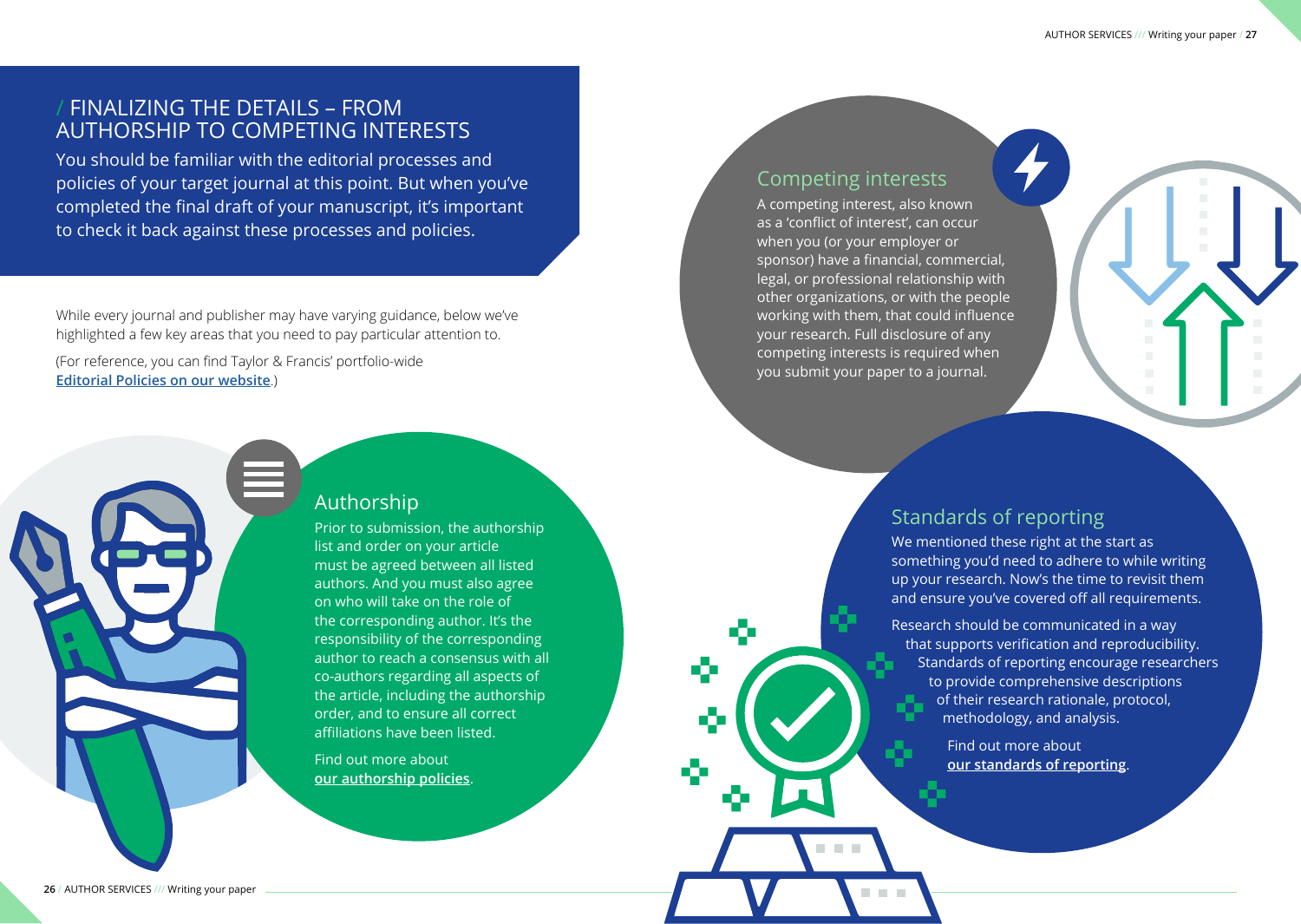## / FINALIZING THE DETAILS – FROM AUTHORSHIP TO COMPETING INTERESTS

You should be familiar with the editorial processes and policies of your target journal at this point. But when you've completed the final draft of your manuscript, it's important to check it back against these processes and policies.

While every journal and publisher may have varying guidance, below we've highlighted a few key areas that you need to pay particular attention to.

(For reference, you can find Taylor & Francis' portfolio-wide **Editorial Policies on our website**.)

### Authorship

Prior to submission, the authorship list and order on your article must be agreed between all listed authors. And you must also agree on who will take on the role of the corresponding author. It's the responsibility of the corresponding author to reach a consensus with all co-authors regarding all aspects of the article, including the authorship order, and to ensure all correct affiliations have been listed.

Find out more about **our authorship policies**.

### Competing interests

A competing interest, also known as a 'conflict of interest', can occur when you (or your employer or sponsor) have a financial, commercial, legal, or professional relationship with other organizations, or with the people working with them, that could influence your research. Full disclosure of any competing interests is required when you submit your paper to a journal.

### Standards of reporting

We mentioned these right at the start as something you'd need to adhere to while writing up your research. Now's the time to revisit them and ensure you've covered off all requirements.

Research should be communicated in a way that supports verification and reproducibility. Standards of reporting encourage researchers to provide comprehensive descriptions of their research rationale, protocol, methodology, and analysis.

Find out more about **our standards of reporting**.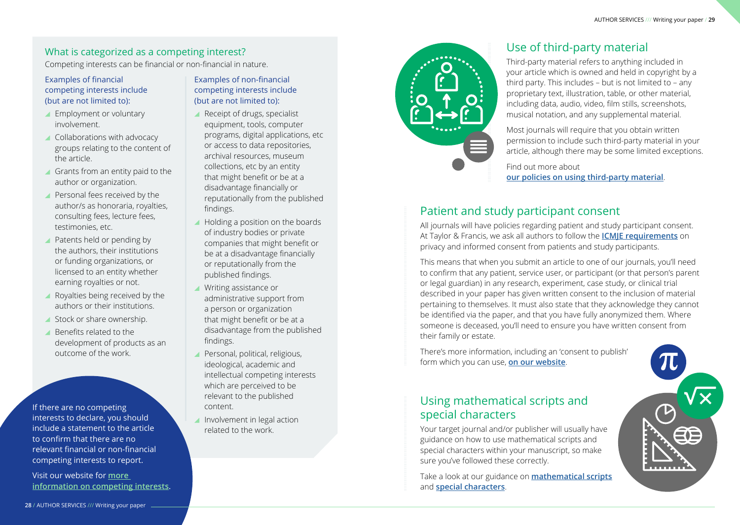## What is categorized as a competing interest?

Competing interests can be financial or non-financial in nature.

### Examples of financial competing interests include (but are not limited to):

- Employment or voluntary involvement.
- Collaborations with advocacy groups relating to the content of the article.
- Grants from an entity paid to the author or organization.
- Personal fees received by the author/s as honoraria, royalties, consulting fees, lecture fees, testimonies, etc.
- Patents held or pending by the authors, their institutions or funding organizations, or licensed to an entity whether earning royalties or not.
- Royalties being received by the authors or their institutions.
- Stock or share ownership.
- Benefits related to the development of products as an outcome of the work.

### Examples of non-financial competing interests include (but are not limited to):

- Receipt of drugs, specialist equipment, tools, computer programs, digital applications, etc or access to data repositories, archival resources, museum collections, etc by an entity that might benefit or be at a disadvantage financially or reputationally from the published findings.
- Holding a position on the boards of industry bodies or private companies that might benefit or be at a disadvantage financially or reputationally from the published findings.
- Writing assistance or administrative support from a person or organization that might benefit or be at a disadvantage from the published findings.
- Personal, political, religious, ideological, academic and intellectual competing interests which are perceived to be relevant to the published content.
- Involvement in legal action related to the work.

If there are no competing interests to declare, you should include a statement to the article to confirm that there are no relevant financial or non-financial competing interests to report.

Visit our website for **more information on competing interests**.

## Use of third-party material

Third-party material refers to anything included in your article which is owned and held in copyright by a third party. This includes – but is not limited to – any proprietary text, illustration, table, or other material, including data, audio, video, film stills, screenshots, musical notation, and any supplemental material.

Most journals will require that you obtain written permission to include such third-party material in your article, although there may be some limited exceptions.

Find out more about **our policies on using third-party material**.

## Patient and study participant consent

All journals will have policies regarding patient and study participant consent. At Taylor & Francis, we ask all authors to follow the **ICMJE requirements** on privacy and informed consent from patients and study participants.

This means that when you submit an article to one of our journals, you'll need to confirm that any patient, service user, or participant (or that person's parent or legal guardian) in any research, experiment, case study, or clinical trial described in your paper has given written consent to the inclusion of material pertaining to themselves. It must also state that they acknowledge they cannot be identified via the paper, and that you have fully anonymized them. Where someone is deceased, you'll need to ensure you have written consent from their family or estate.

There's more information, including an 'consent to publish' form which you can use, **on our website**.

## Using mathematical scripts and special characters

Your target journal and/or publisher will usually have guidance on how to use mathematical scripts and special characters within your manuscript, so make sure you've followed these correctly.

Take a look at our guidance on **mathematical scripts** and **special characters**.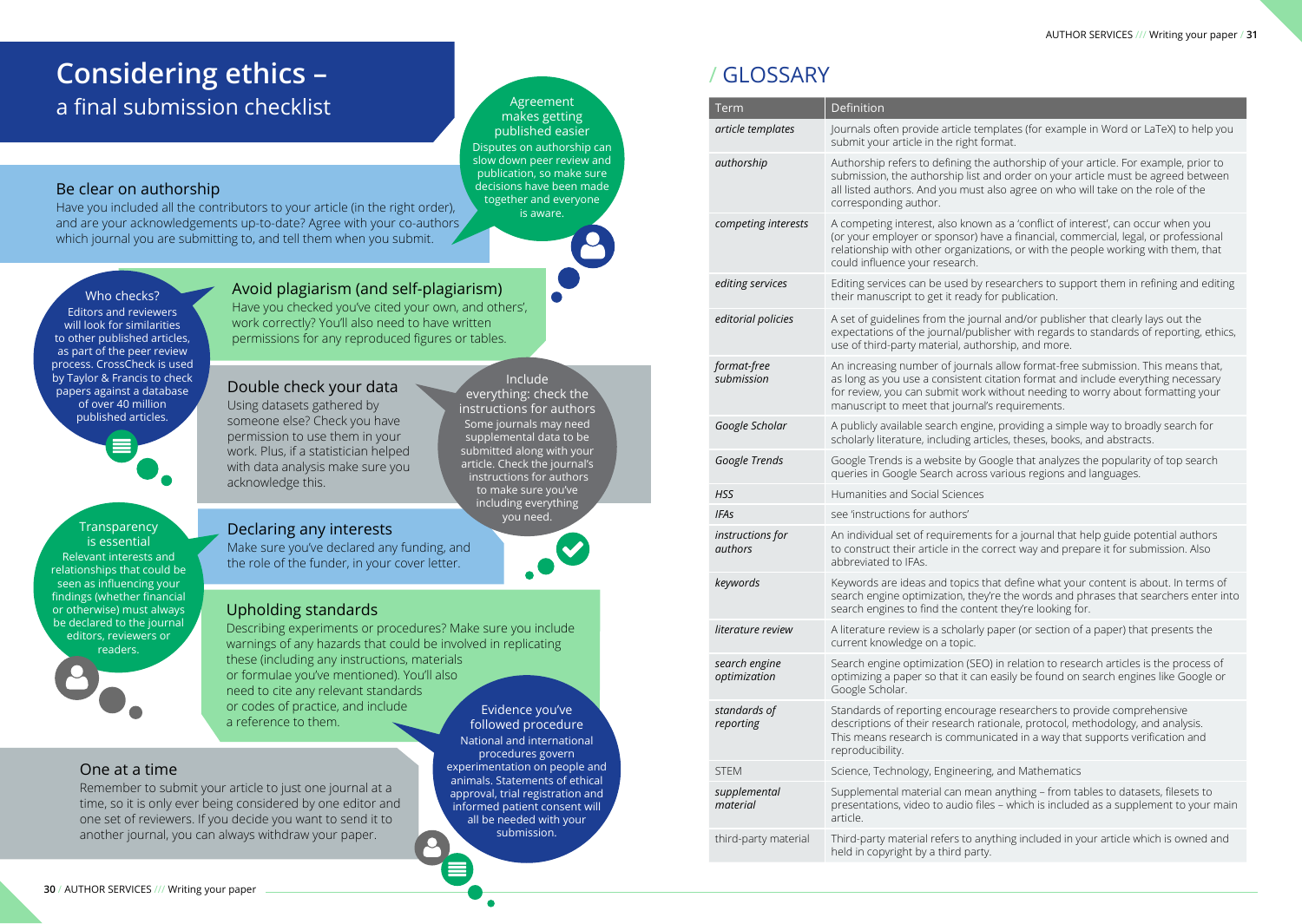# Considering ethics – a final submission checklist

## Be clear on authorship

Have you included all the contributors to your article (in the right order), and are your acknowledgements up-to-date? Agree with your co-authors which journal you are submitting to, and tell them when you submit.

**Agreement makes getting published easier**

Disputes on authorship can slow down peer review and publication, so make sure decisions have been made together and everyone is aware.

## Avoid plagiarism (and self-plagiarism)

Have you checked you've cited your own, and others', work correctly? You'll also need to have written permissions for any reproduced figures or tables.

**Who checks?**

Editors and reviewers will look for similarities to other published articles, as part of the peer review process. CrossCheck is used by Taylor & Francis to check papers against a database of over 40 million published articles.

## Double check your data

Using datasets gathered by someone else? Check you have permission to use them in your work. Plus, if a statistician helped with data analysis make sure you acknowledge this.

**Include everything: check the instructions for authors**

Some journals may need supplemental data to be submitted along with your article. Check the journal's instructions for authors to make sure you've including everything you need.

## Declaring any interests

Make sure you've declared any funding, and the role of the funder, in your cover letter.

**Transparency is essential**

Relevant interests and relationships that could be seen as influencing your findings (whether financial or otherwise) must always be declared to the journal editors, reviewers or readers.

## Upholding standards

Describing experiments or procedures? Make sure you include warnings of any hazards that could be involved in replicating these (including any instructions, materials or formulae you've mentioned). You'll also need to cite any relevant standards or codes of practice, and include a reference to them.

**Evidence you've followed procedure**

National and international procedures govern experimentation on people and animals. Statements of ethical approval, trial registration and informed patient consent will all be needed with your submission.

## One at a time

Remember to submit your article to just one journal at a time, so it is only ever being considered by one editor and one set of reviewers. If you decide you want to send it to another journal, you can always withdraw your paper.

# / GLOSSARY

| Term | Definition |
|---|---|
| *article templates* | Journals often provide article templates (for example in Word or LaTeX) to help you submit your article in the right format. |
| *authorship* | Authorship refers to defining the authorship of your article. For example, prior to submission, the authorship list and order on your article must be agreed between all listed authors. And you must also agree on who will take on the role of the corresponding author. |
| *competing interests* | A competing interest, also known as a 'conflict of interest', can occur when you (or your employer or sponsor) have a financial, commercial, legal, or professional relationship with other organizations, or with the people working with them, that could influence your research. |
| *editing services* | Editing services can be used by researchers to support them in refining and editing their manuscript to get it ready for publication. |
| *editorial policies* | A set of guidelines from the journal and/or publisher that clearly lays out the expectations of the journal/publisher with regards to standards of reporting, ethics, use of third-party material, authorship, and more. |
| *format-free submission* | An increasing number of journals allow format-free submission. This means that, as long as you use a consistent citation format and include everything necessary for review, you can submit work without needing to worry about formatting your manuscript to meet that journal's requirements. |
| *Google Scholar* | A publicly available search engine, providing a simple way to broadly search for scholarly literature, including articles, theses, books, and abstracts. |
| *Google Trends* | Google Trends is a website by Google that analyzes the popularity of top search queries in Google Search across various regions and languages. |
| *HSS* | Humanities and Social Sciences |
| *IFAs* | see 'instructions for authors' |
| *instructions for authors* | An individual set of requirements for a journal that help guide potential authors to construct their article in the correct way and prepare it for submission. Also abbreviated to IFAs. |
| *keywords* | Keywords are ideas and topics that define what your content is about. In terms of search engine optimization, they're the words and phrases that searchers enter into search engines to find the content they're looking for. |
| *literature review* | A literature review is a scholarly paper (or section of a paper) that presents the current knowledge on a topic. |
| *search engine optimization* | Search engine optimization (SEO) in relation to research articles is the process of optimizing a paper so that it can easily be found on search engines like Google or Google Scholar. |
| *standards of reporting* | Standards of reporting encourage researchers to provide comprehensive descriptions of their research rationale, protocol, methodology, and analysis. This means research is communicated in a way that supports verification and reproducibility. |
| STEM | Science, Technology, Engineering, and Mathematics |
| *supplemental material* | Supplemental material can mean anything – from tables to datasets, filesets to presentations, video to audio files – which is included as a supplement to your main article. |
| third-party material | Third-party material refers to anything included in your article which is owned and held in copyright by a third party. |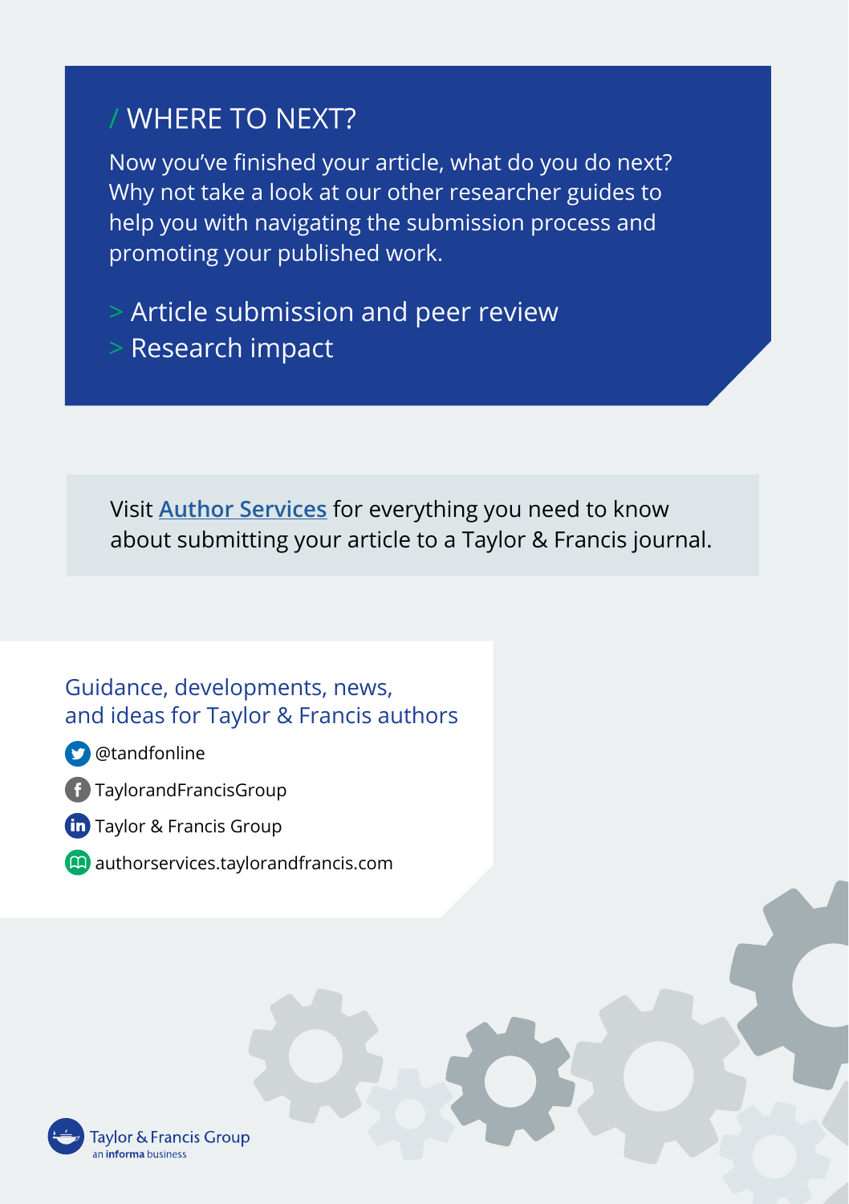## / WHERE TO NEXT?

Now you've finished your article, what do you do next? Why not take a look at our other researcher guides to help you with navigating the submission process and promoting your published work.

> Article submission and peer review
> Research impact

Visit Author Services for everything you need to know about submitting your article to a Taylor & Francis journal.

Guidance, developments, news, and ideas for Taylor & Francis authors

@tandfonline

TaylorandFrancisGroup

Taylor & Francis Group

authorservices.taylorandfrancis.com

Taylor & Francis Group
an informa business